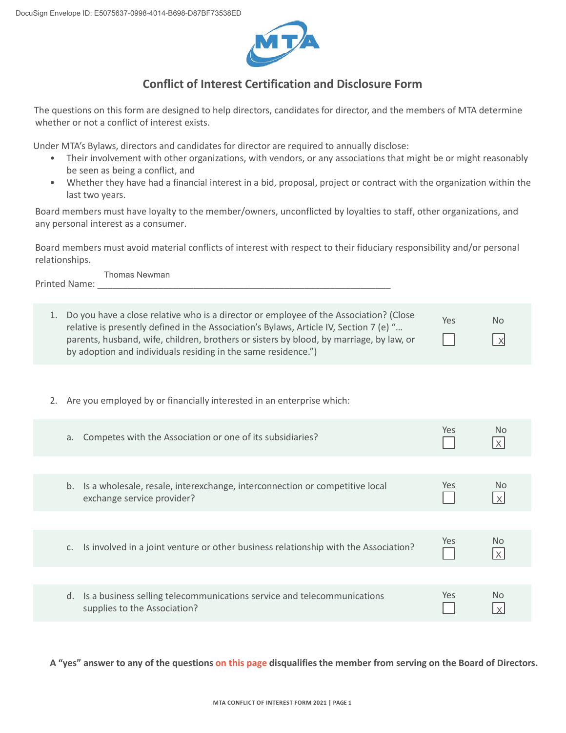DocuSign Envelope ID: E5075637-0998-4014-B698-D87BF73538ED

MTA

# Conflict of Interest Certification and Disclosure Form

The questions on this form are designed to help directors, candidates for director, and the members of MTA determine whether or not a conflict of interest exists.

Under MTA's Bylaws, directors and candidates for director are required to annually disclose:

- Their involvement with other organizations, with vendors, or any associations that might be or might reasonably be seen as being a conflict, and
- Whether they have had a financial interest in a bid, proposal, project or contract with the organization within the last two years.

Board members must have loyalty to the member/owners, unconflicted by loyalties to staff, other organizations, and any personal interest as a consumer.

Board members must avoid material conflicts of interest with respect to their fiduciary responsibility and/or personal relationships.

Printed Name: Thomas Newman

| Question | Yes | No |
|---|---|---|
| 1. Do you have a close relative who is a director or employee of the Association? (Close relative is presently defined in the Association's Bylaws, Article IV, Section 7 (e) "… parents, husband, wife, children, brothers or sisters by blood, by marriage, by law, or by adoption and individuals residing in the same residence.") | ☐ | ☒ |

2. Are you employed by or financially interested in an enterprise which:

| Question | Yes | No |
|---|---|---|
| a. Competes with the Association or one of its subsidiaries? | ☐ | ☒ |
| b. Is a wholesale, resale, interexchange, interconnection or competitive local exchange service provider? | ☐ | ☒ |
| c. Is involved in a joint venture or other business relationship with the Association? | ☐ | ☒ |
| d. Is a business selling telecommunications service and telecommunications supplies to the Association? | ☐ | ☒ |

**A "yes" answer to any of the questions on this page disqualifies the member from serving on the Board of Directors.**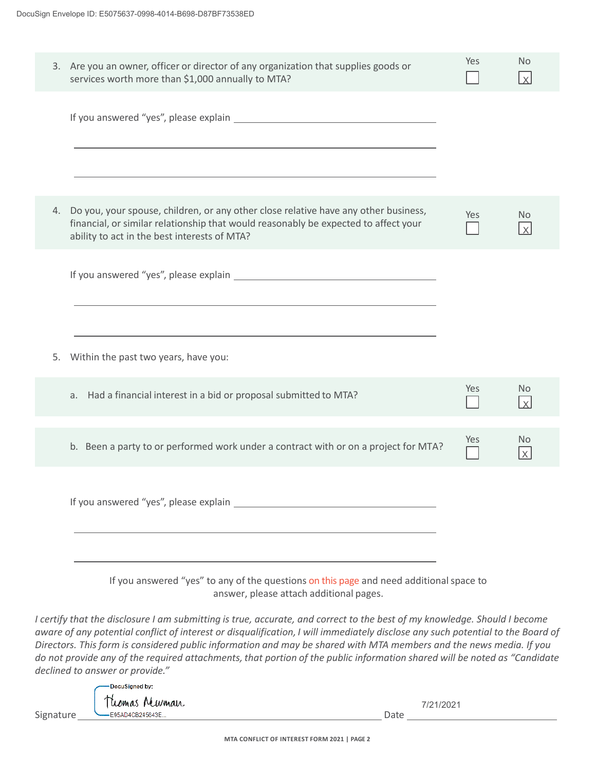3. Are you an owner, officer or director of any organization that supplies goods or services worth more than $1,000 annually to MTA?

   Yes ☐ No ☒

   If you answered "yes", please explain ______________________________

4. Do you, your spouse, children, or any other close relative have any other business, financial, or similar relationship that would reasonably be expected to affect your ability to act in the best interests of MTA?

   Yes ☐ No ☒

   If you answered "yes", please explain ______________________________

5. Within the past two years, have you:

   a. Had a financial interest in a bid or proposal submitted to MTA?

   Yes ☐ No ☒

   b. Been a party to or performed work under a contract with or on a project for MTA?

   Yes ☐ No ☒

   If you answered "yes", please explain ______________________________

If you answered "yes" to any of the questions on this page and need additional space to answer, please attach additional pages.

*I certify that the disclosure I am submitting is true, accurate, and correct to the best of my knowledge. Should I become aware of any potential conflict of interest or disqualification, I will immediately disclose any such potential to the Board of Directors. This form is considered public information and may be shared with MTA members and the news media. If you do not provide any of the required attachments, that portion of the public information shared will be noted as "Candidate declined to answer or provide."*

Signature: DocuSigned by: Thomas Newman (E95AD4CB245643E...) Date: 7/21/2021